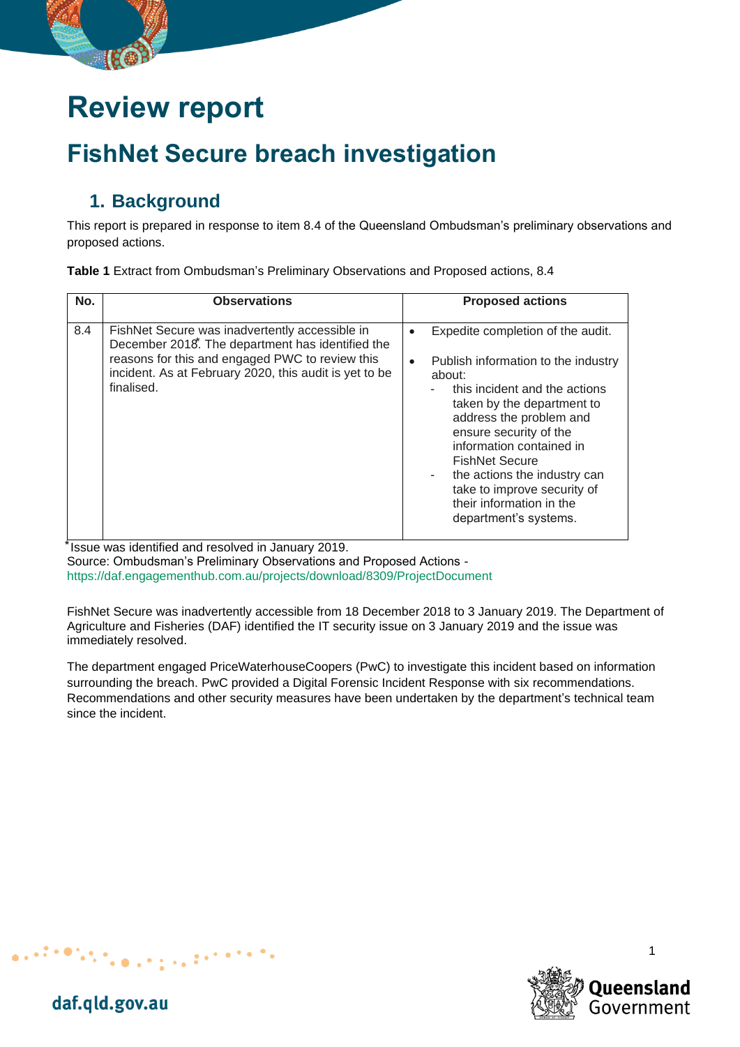# Review report

# FishNet Secure breach investigation

## 1. Background

This report is prepared in response to item 8.4 of the Queensland Ombudsman's preliminary observations and proposed actions.

**Table 1** Extract from Ombudsman's Preliminary Observations and Proposed actions, 8.4

| No. | Observations | Proposed actions |
|---|---|---|
| 8.4 | FishNet Secure was inadvertently accessible in December 2018*. The department has identified the reasons for this and engaged PWC to review this incident. As at February 2020, this audit is yet to be finalised. | • Expedite completion of the audit.<br>• Publish information to the industry about:<br>- this incident and the actions taken by the department to address the problem and ensure security of the information contained in FishNet Secure<br>- the actions the industry can take to improve security of their information in the department's systems. |

*Issue was identified and resolved in January 2019.
Source: Ombudsman's Preliminary Observations and Proposed Actions - https://daf.engagementhub.com.au/projects/download/8309/ProjectDocument

FishNet Secure was inadvertently accessible from 18 December 2018 to 3 January 2019. The Department of Agriculture and Fisheries (DAF) identified the IT security issue on 3 January 2019 and the issue was immediately resolved.

The department engaged PriceWaterhouseCoopers (PwC) to investigate this incident based on information surrounding the breach. PwC provided a Digital Forensic Incident Response with six recommendations. Recommendations and other security measures have been undertaken by the department's technical team since the incident.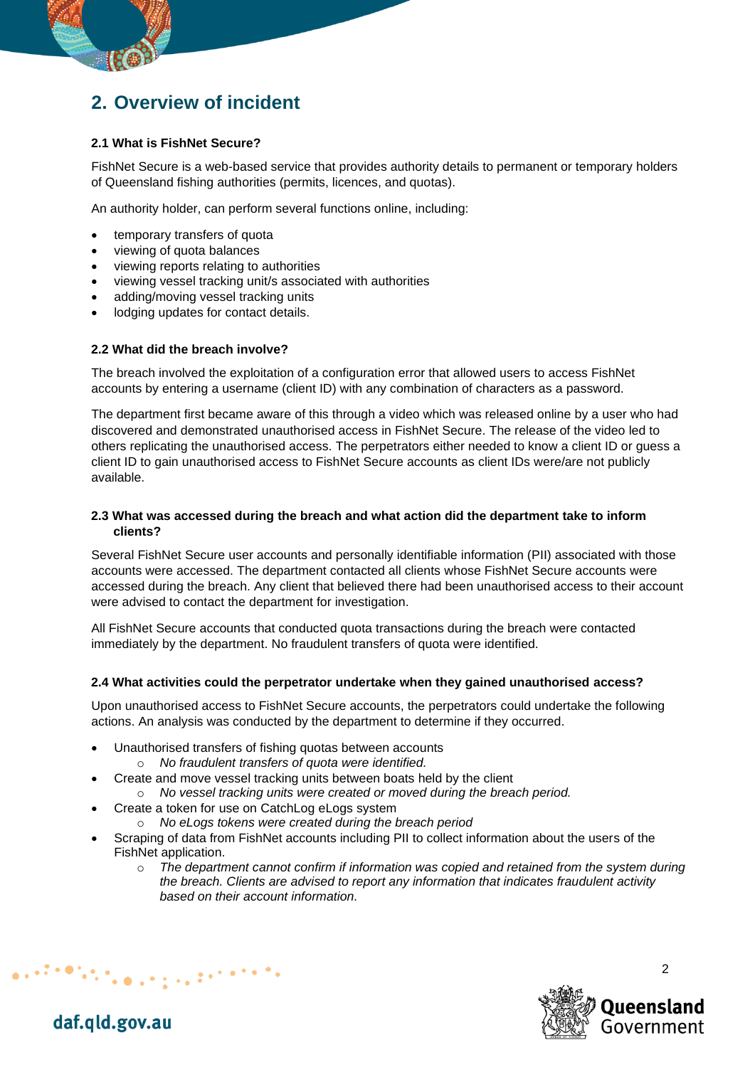## 2. Overview of incident

### 2.1 What is FishNet Secure?

FishNet Secure is a web-based service that provides authority details to permanent or temporary holders of Queensland fishing authorities (permits, licences, and quotas).

An authority holder, can perform several functions online, including:

- temporary transfers of quota
- viewing of quota balances
- viewing reports relating to authorities
- viewing vessel tracking unit/s associated with authorities
- adding/moving vessel tracking units
- lodging updates for contact details.

### 2.2 What did the breach involve?

The breach involved the exploitation of a configuration error that allowed users to access FishNet accounts by entering a username (client ID) with any combination of characters as a password.

The department first became aware of this through a video which was released online by a user who had discovered and demonstrated unauthorised access in FishNet Secure. The release of the video led to others replicating the unauthorised access. The perpetrators either needed to know a client ID or guess a client ID to gain unauthorised access to FishNet Secure accounts as client IDs were/are not publicly available.

### 2.3 What was accessed during the breach and what action did the department take to inform clients?

Several FishNet Secure user accounts and personally identifiable information (PII) associated with those accounts were accessed. The department contacted all clients whose FishNet Secure accounts were accessed during the breach. Any client that believed there had been unauthorised access to their account were advised to contact the department for investigation.

All FishNet Secure accounts that conducted quota transactions during the breach were contacted immediately by the department. No fraudulent transfers of quota were identified.

### 2.4 What activities could the perpetrator undertake when they gained unauthorised access?

Upon unauthorised access to FishNet Secure accounts, the perpetrators could undertake the following actions. An analysis was conducted by the department to determine if they occurred.

- Unauthorised transfers of fishing quotas between accounts
  - *No fraudulent transfers of quota were identified.*
- Create and move vessel tracking units between boats held by the client
  - *No vessel tracking units were created or moved during the breach period.*
- Create a token for use on CatchLog eLogs system
  - *No eLogs tokens were created during the breach period*
- Scraping of data from FishNet accounts including PII to collect information about the users of the FishNet application.
  - *The department cannot confirm if information was copied and retained from the system during the breach. Clients are advised to report any information that indicates fraudulent activity based on their account information.*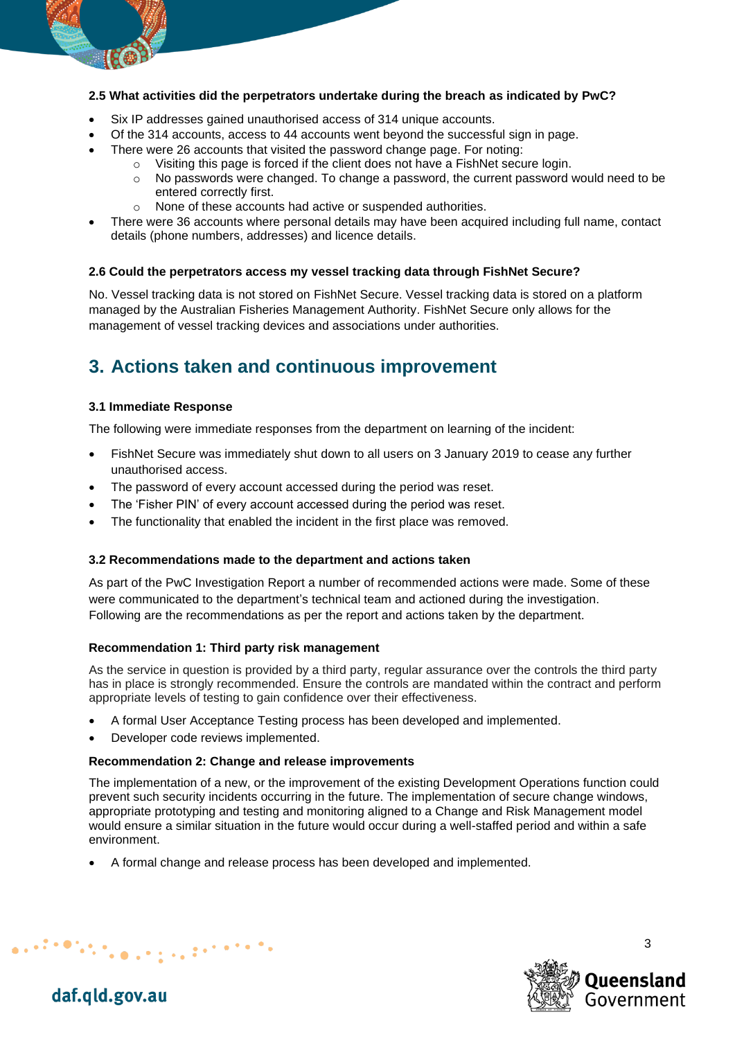**2.5 What activities did the perpetrators undertake during the breach as indicated by PwC?**

- Six IP addresses gained unauthorised access of 314 unique accounts.
- Of the 314 accounts, access to 44 accounts went beyond the successful sign in page.
- There were 26 accounts that visited the password change page. For noting:
    - Visiting this page is forced if the client does not have a FishNet secure login.
    - No passwords were changed. To change a password, the current password would need to be entered correctly first.
    - None of these accounts had active or suspended authorities.
- There were 36 accounts where personal details may have been acquired including full name, contact details (phone numbers, addresses) and licence details.

**2.6 Could the perpetrators access my vessel tracking data through FishNet Secure?**

No. Vessel tracking data is not stored on FishNet Secure. Vessel tracking data is stored on a platform managed by the Australian Fisheries Management Authority. FishNet Secure only allows for the management of vessel tracking devices and associations under authorities.

## 3. Actions taken and continuous improvement

**3.1 Immediate Response**

The following were immediate responses from the department on learning of the incident:

- FishNet Secure was immediately shut down to all users on 3 January 2019 to cease any further unauthorised access.
- The password of every account accessed during the period was reset.
- The 'Fisher PIN' of every account accessed during the period was reset.
- The functionality that enabled the incident in the first place was removed.

**3.2 Recommendations made to the department and actions taken**

As part of the PwC Investigation Report a number of recommended actions were made. Some of these were communicated to the department's technical team and actioned during the investigation. Following are the recommendations as per the report and actions taken by the department.

**Recommendation 1: Third party risk management**

As the service in question is provided by a third party, regular assurance over the controls the third party has in place is strongly recommended. Ensure the controls are mandated within the contract and perform appropriate levels of testing to gain confidence over their effectiveness.

- A formal User Acceptance Testing process has been developed and implemented.
- Developer code reviews implemented.

**Recommendation 2: Change and release improvements**

The implementation of a new, or the improvement of the existing Development Operations function could prevent such security incidents occurring in the future. The implementation of secure change windows, appropriate prototyping and testing and monitoring aligned to a Change and Risk Management model would ensure a similar situation in the future would occur during a well-staffed period and within a safe environment.

- A formal change and release process has been developed and implemented.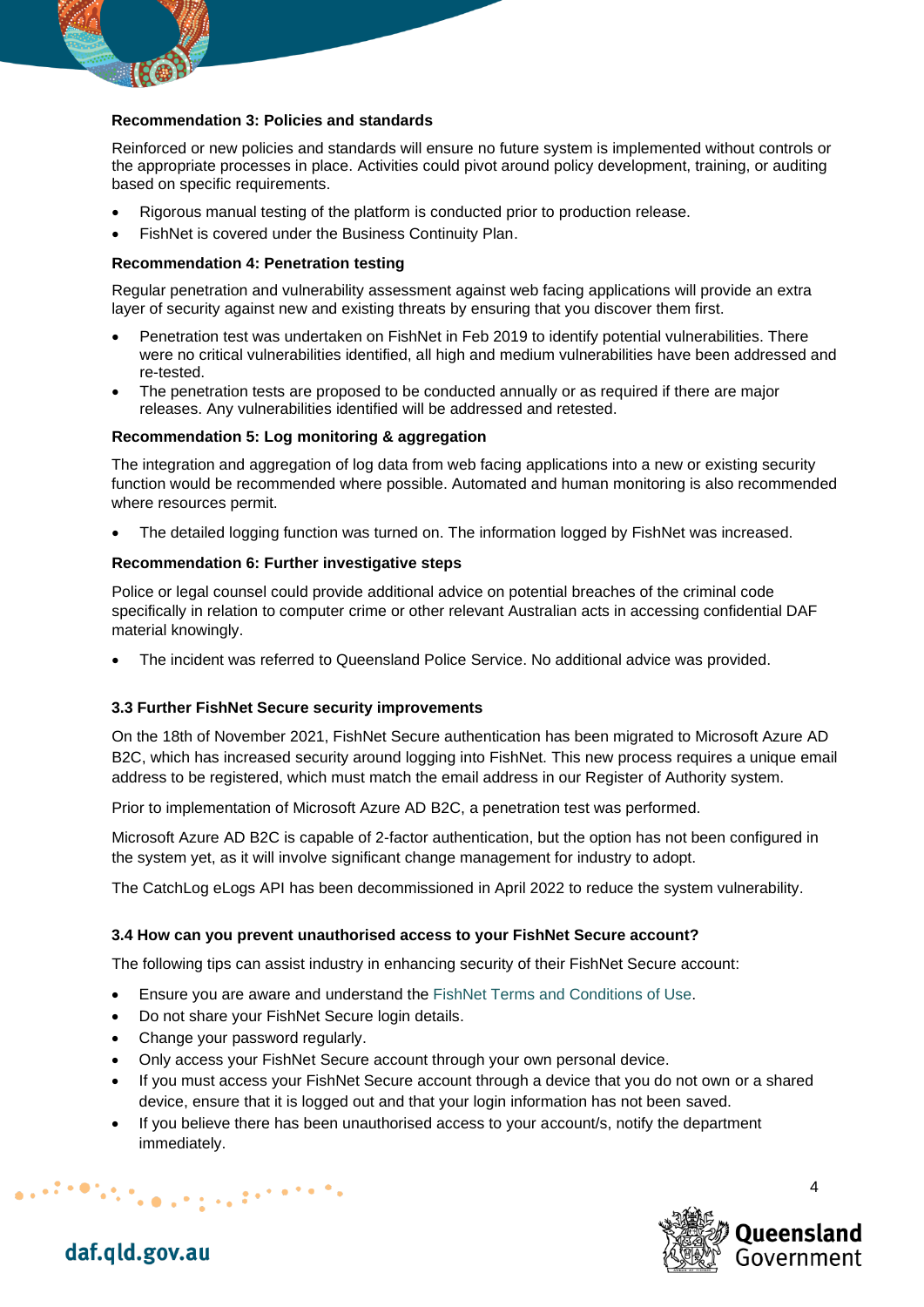**Recommendation 3: Policies and standards**

Reinforced or new policies and standards will ensure no future system is implemented without controls or the appropriate processes in place. Activities could pivot around policy development, training, or auditing based on specific requirements.

- Rigorous manual testing of the platform is conducted prior to production release.
- FishNet is covered under the Business Continuity Plan.

**Recommendation 4: Penetration testing**

Regular penetration and vulnerability assessment against web facing applications will provide an extra layer of security against new and existing threats by ensuring that you discover them first.

- Penetration test was undertaken on FishNet in Feb 2019 to identify potential vulnerabilities. There were no critical vulnerabilities identified, all high and medium vulnerabilities have been addressed and re-tested.
- The penetration tests are proposed to be conducted annually or as required if there are major releases. Any vulnerabilities identified will be addressed and retested.

**Recommendation 5: Log monitoring & aggregation**

The integration and aggregation of log data from web facing applications into a new or existing security function would be recommended where possible. Automated and human monitoring is also recommended where resources permit.

- The detailed logging function was turned on. The information logged by FishNet was increased.

**Recommendation 6: Further investigative steps**

Police or legal counsel could provide additional advice on potential breaches of the criminal code specifically in relation to computer crime or other relevant Australian acts in accessing confidential DAF material knowingly.

- The incident was referred to Queensland Police Service. No additional advice was provided.

### 3.3 Further FishNet Secure security improvements

On the 18th of November 2021, FishNet Secure authentication has been migrated to Microsoft Azure AD B2C, which has increased security around logging into FishNet. This new process requires a unique email address to be registered, which must match the email address in our Register of Authority system.

Prior to implementation of Microsoft Azure AD B2C, a penetration test was performed.

Microsoft Azure AD B2C is capable of 2-factor authentication, but the option has not been configured in the system yet, as it will involve significant change management for industry to adopt.

The CatchLog eLogs API has been decommissioned in April 2022 to reduce the system vulnerability.

### 3.4 How can you prevent unauthorised access to your FishNet Secure account?

The following tips can assist industry in enhancing security of their FishNet Secure account:

- Ensure you are aware and understand the FishNet Terms and Conditions of Use.
- Do not share your FishNet Secure login details.
- Change your password regularly.
- Only access your FishNet Secure account through your own personal device.
- If you must access your FishNet Secure account through a device that you do not own or a shared device, ensure that it is logged out and that your login information has not been saved.
- If you believe there has been unauthorised access to your account/s, notify the department immediately.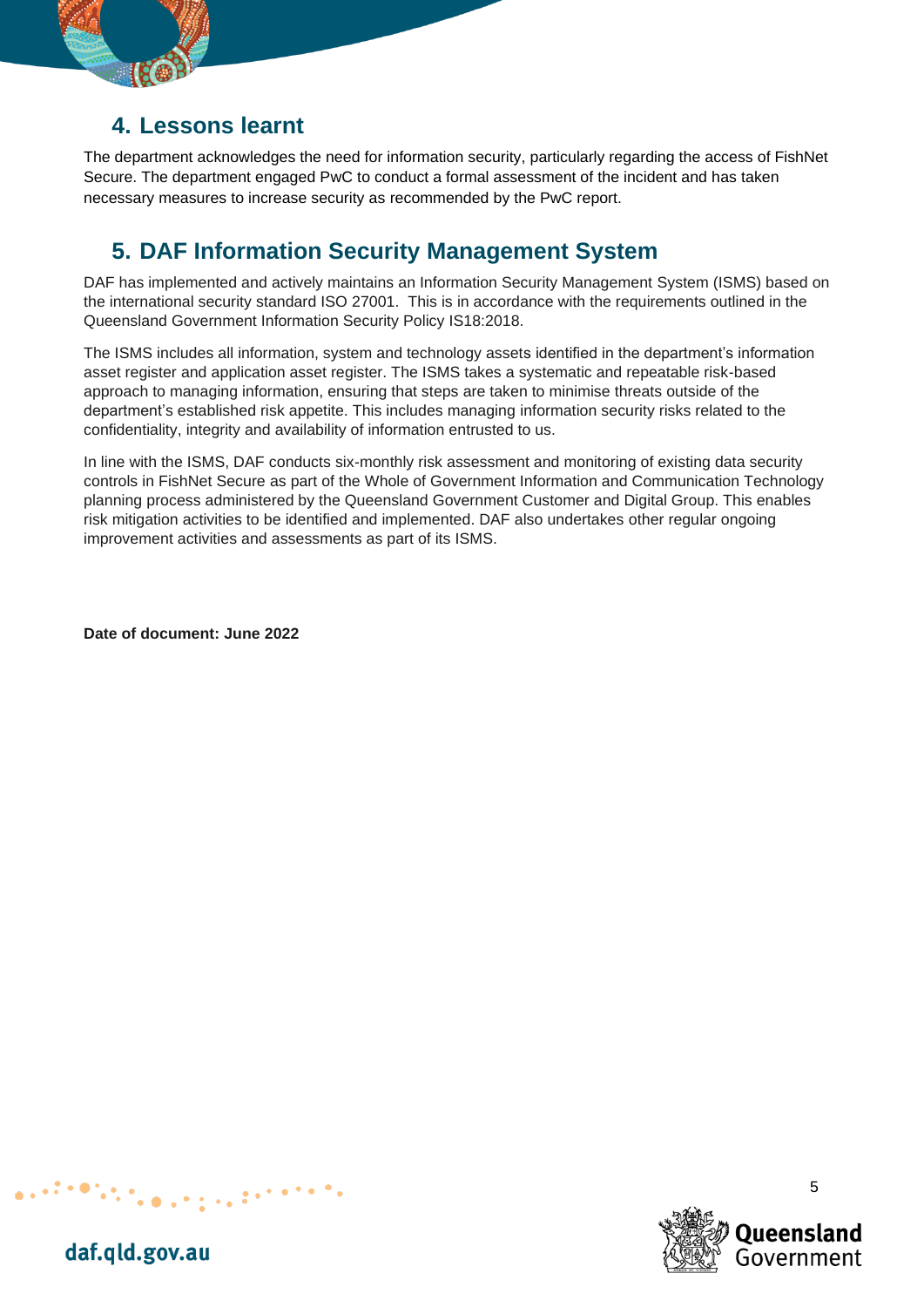## 4. Lessons learnt

The department acknowledges the need for information security, particularly regarding the access of FishNet Secure. The department engaged PwC to conduct a formal assessment of the incident and has taken necessary measures to increase security as recommended by the PwC report.

## 5. DAF Information Security Management System

DAF has implemented and actively maintains an Information Security Management System (ISMS) based on the international security standard ISO 27001. This is in accordance with the requirements outlined in the Queensland Government Information Security Policy IS18:2018.

The ISMS includes all information, system and technology assets identified in the department's information asset register and application asset register. The ISMS takes a systematic and repeatable risk-based approach to managing information, ensuring that steps are taken to minimise threats outside of the department's established risk appetite. This includes managing information security risks related to the confidentiality, integrity and availability of information entrusted to us.

In line with the ISMS, DAF conducts six-monthly risk assessment and monitoring of existing data security controls in FishNet Secure as part of the Whole of Government Information and Communication Technology planning process administered by the Queensland Government Customer and Digital Group. This enables risk mitigation activities to be identified and implemented. DAF also undertakes other regular ongoing improvement activities and assessments as part of its ISMS.

**Date of document: June 2022**